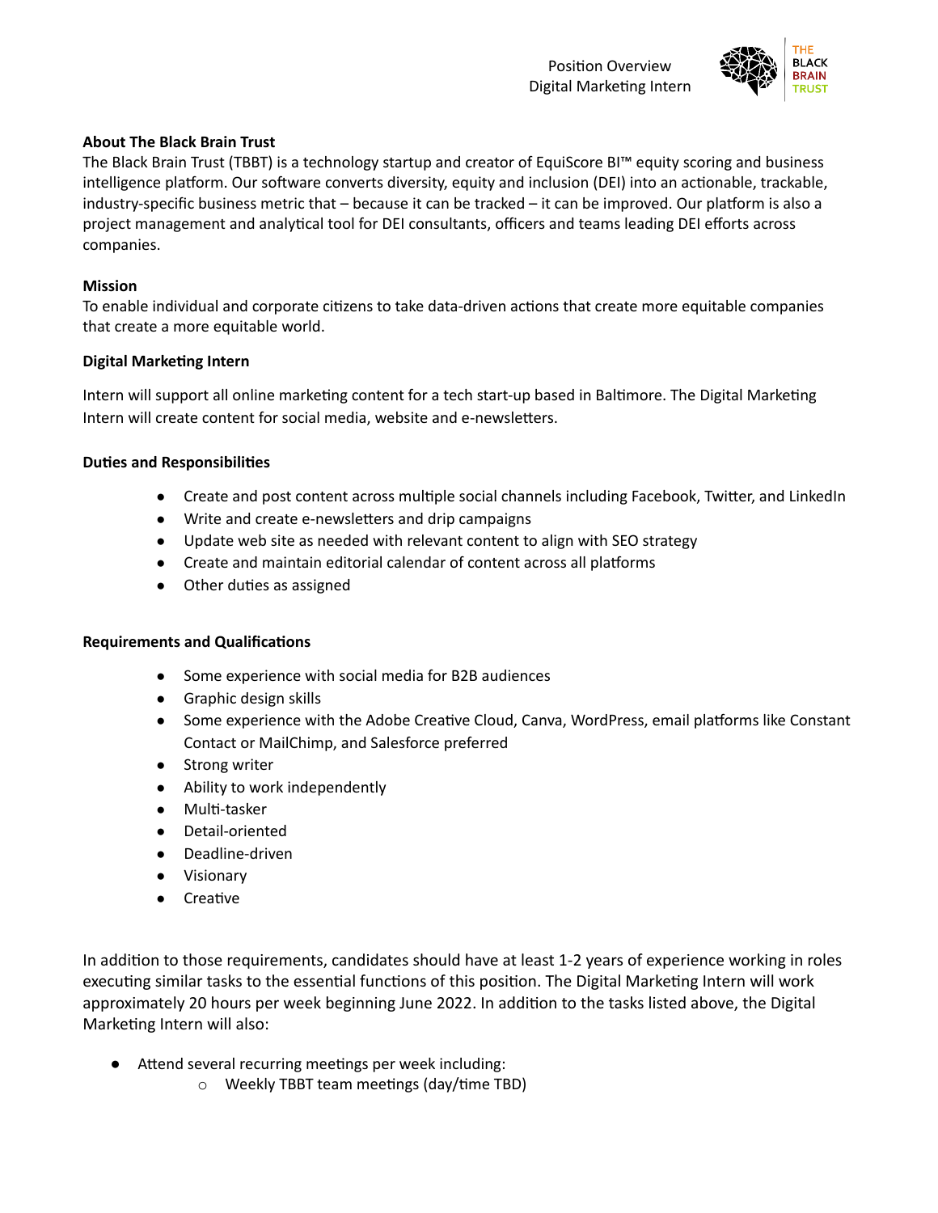Position Overview
Digital Marketing Intern

**About The Black Brain Trust**

The Black Brain Trust (TBBT) is a technology startup and creator of EquiScore BI™ equity scoring and business intelligence platform. Our software converts diversity, equity and inclusion (DEI) into an actionable, trackable, industry-specific business metric that – because it can be tracked – it can be improved. Our platform is also a project management and analytical tool for DEI consultants, officers and teams leading DEI efforts across companies.

**Mission**

To enable individual and corporate citizens to take data-driven actions that create more equitable companies that create a more equitable world.

**Digital Marketing Intern**

Intern will support all online marketing content for a tech start-up based in Baltimore. The Digital Marketing Intern will create content for social media, website and e-newsletters.

**Duties and Responsibilities**

- Create and post content across multiple social channels including Facebook, Twitter, and LinkedIn
- Write and create e-newsletters and drip campaigns
- Update web site as needed with relevant content to align with SEO strategy
- Create and maintain editorial calendar of content across all platforms
- Other duties as assigned

**Requirements and Qualifications**

- Some experience with social media for B2B audiences
- Graphic design skills
- Some experience with the Adobe Creative Cloud, Canva, WordPress, email platforms like Constant Contact or MailChimp, and Salesforce preferred
- Strong writer
- Ability to work independently
- Multi-tasker
- Detail-oriented
- Deadline-driven
- Visionary
- Creative

In addition to those requirements, candidates should have at least 1-2 years of experience working in roles executing similar tasks to the essential functions of this position. The Digital Marketing Intern will work approximately 20 hours per week beginning June 2022. In addition to the tasks listed above, the Digital Marketing Intern will also:

- Attend several recurring meetings per week including:
  - Weekly TBBT team meetings (day/time TBD)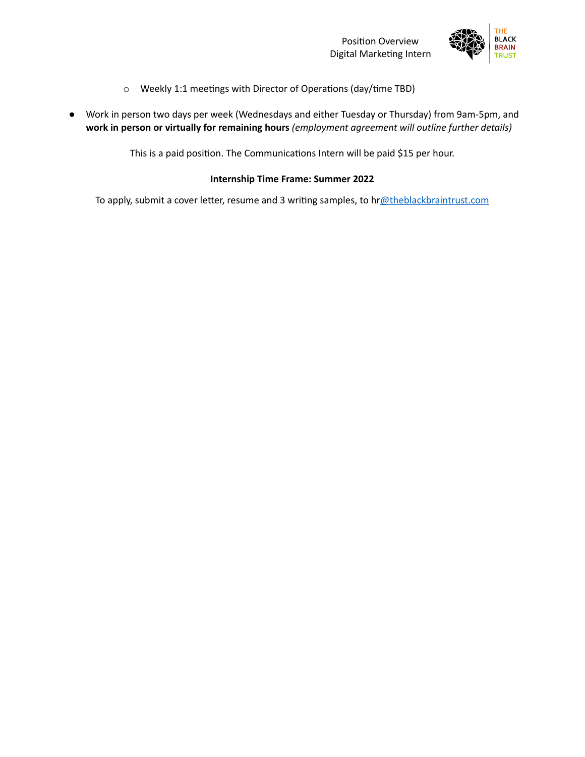- Weekly 1:1 meetings with Director of Operations (day/time TBD)

- Work in person two days per week (Wednesdays and either Tuesday or Thursday) from 9am-5pm, and **work in person or virtually for remaining hours** *(employment agreement will outline further details)*

This is a paid position. The Communications Intern will be paid $15 per hour.

**Internship Time Frame: Summer 2022**

To apply, submit a cover letter, resume and 3 writing samples, to hr@theblackbraintrust.com